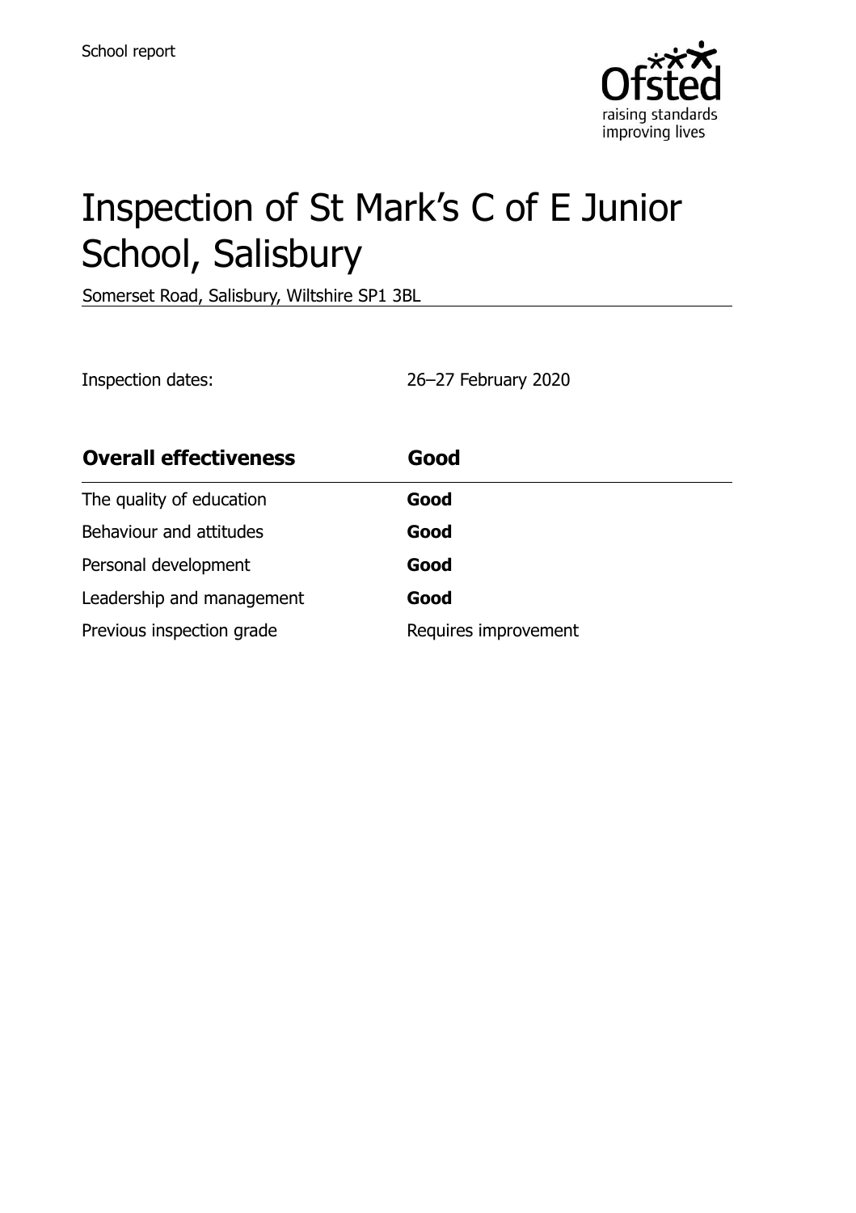School report

# Inspection of St Mark's C of E Junior School, Salisbury

Somerset Road, Salisbury, Wiltshire SP1 3BL

Inspection dates: 26–27 February 2020

| **Overall effectiveness** | **Good** |
|---|---|
| The quality of education | **Good** |
| Behaviour and attitudes | **Good** |
| Personal development | **Good** |
| Leadership and management | **Good** |
| Previous inspection grade | Requires improvement |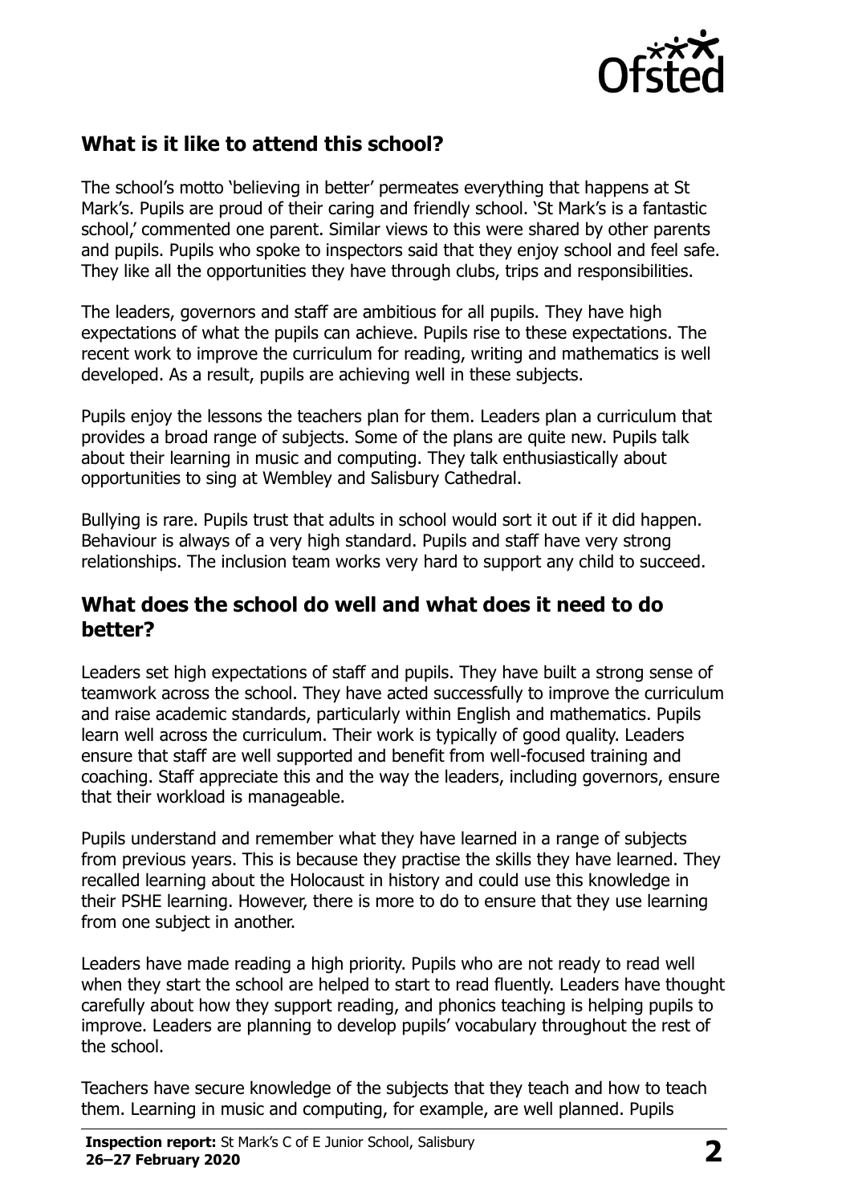## What is it like to attend this school?

The school's motto 'believing in better' permeates everything that happens at St Mark's. Pupils are proud of their caring and friendly school. 'St Mark's is a fantastic school,' commented one parent. Similar views to this were shared by other parents and pupils. Pupils who spoke to inspectors said that they enjoy school and feel safe. They like all the opportunities they have through clubs, trips and responsibilities.

The leaders, governors and staff are ambitious for all pupils. They have high expectations of what the pupils can achieve. Pupils rise to these expectations. The recent work to improve the curriculum for reading, writing and mathematics is well developed. As a result, pupils are achieving well in these subjects.

Pupils enjoy the lessons the teachers plan for them. Leaders plan a curriculum that provides a broad range of subjects. Some of the plans are quite new. Pupils talk about their learning in music and computing. They talk enthusiastically about opportunities to sing at Wembley and Salisbury Cathedral.

Bullying is rare. Pupils trust that adults in school would sort it out if it did happen. Behaviour is always of a very high standard. Pupils and staff have very strong relationships. The inclusion team works very hard to support any child to succeed.

## What does the school do well and what does it need to do better?

Leaders set high expectations of staff and pupils. They have built a strong sense of teamwork across the school. They have acted successfully to improve the curriculum and raise academic standards, particularly within English and mathematics. Pupils learn well across the curriculum. Their work is typically of good quality. Leaders ensure that staff are well supported and benefit from well-focused training and coaching. Staff appreciate this and the way the leaders, including governors, ensure that their workload is manageable.

Pupils understand and remember what they have learned in a range of subjects from previous years. This is because they practise the skills they have learned. They recalled learning about the Holocaust in history and could use this knowledge in their PSHE learning. However, there is more to do to ensure that they use learning from one subject in another.

Leaders have made reading a high priority. Pupils who are not ready to read well when they start the school are helped to start to read fluently. Leaders have thought carefully about how they support reading, and phonics teaching is helping pupils to improve. Leaders are planning to develop pupils' vocabulary throughout the rest of the school.

Teachers have secure knowledge of the subjects that they teach and how to teach them. Learning in music and computing, for example, are well planned. Pupils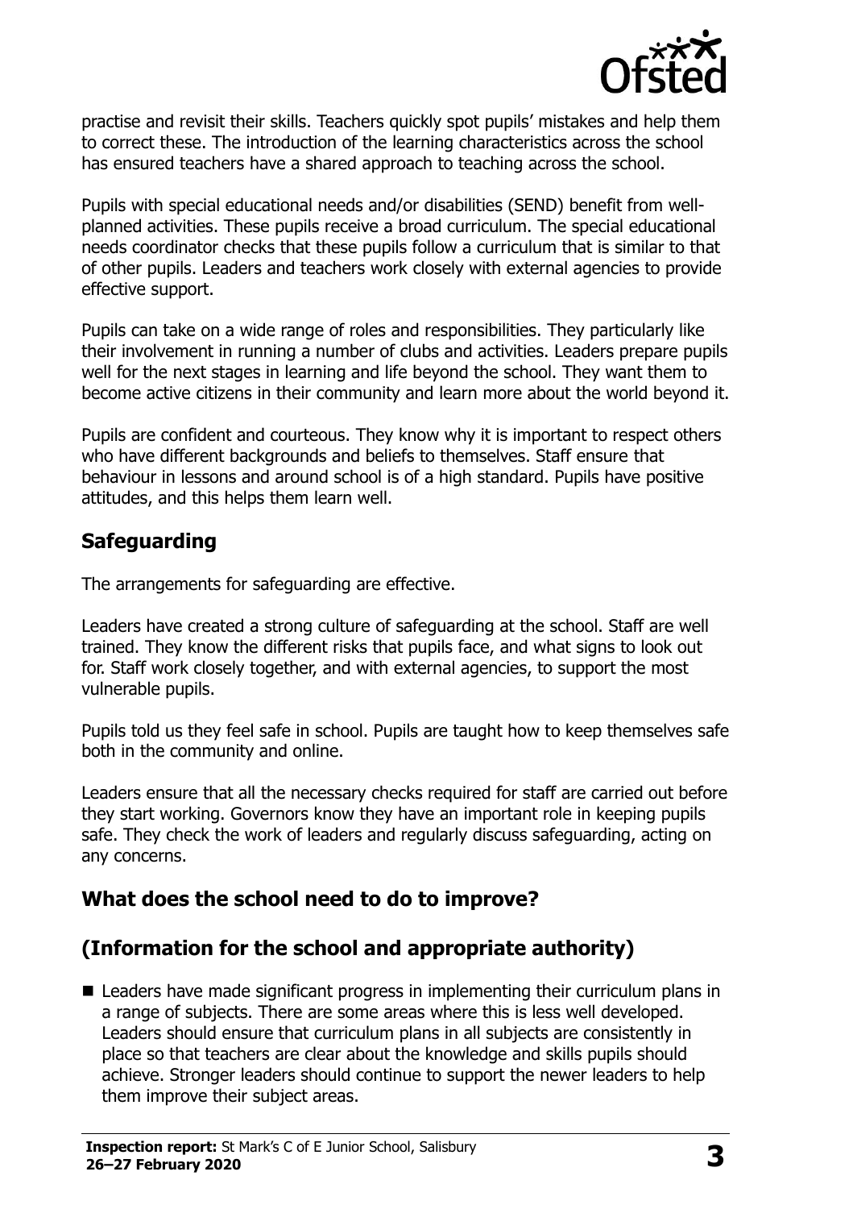practise and revisit their skills. Teachers quickly spot pupils' mistakes and help them to correct these. The introduction of the learning characteristics across the school has ensured teachers have a shared approach to teaching across the school.

Pupils with special educational needs and/or disabilities (SEND) benefit from well-planned activities. These pupils receive a broad curriculum. The special educational needs coordinator checks that these pupils follow a curriculum that is similar to that of other pupils. Leaders and teachers work closely with external agencies to provide effective support.

Pupils can take on a wide range of roles and responsibilities. They particularly like their involvement in running a number of clubs and activities. Leaders prepare pupils well for the next stages in learning and life beyond the school. They want them to become active citizens in their community and learn more about the world beyond it.

Pupils are confident and courteous. They know why it is important to respect others who have different backgrounds and beliefs to themselves. Staff ensure that behaviour in lessons and around school is of a high standard. Pupils have positive attitudes, and this helps them learn well.

## Safeguarding

The arrangements for safeguarding are effective.

Leaders have created a strong culture of safeguarding at the school. Staff are well trained. They know the different risks that pupils face, and what signs to look out for. Staff work closely together, and with external agencies, to support the most vulnerable pupils.

Pupils told us they feel safe in school. Pupils are taught how to keep themselves safe both in the community and online.

Leaders ensure that all the necessary checks required for staff are carried out before they start working. Governors know they have an important role in keeping pupils safe. They check the work of leaders and regularly discuss safeguarding, acting on any concerns.

## What does the school need to do to improve?

## (Information for the school and appropriate authority)

- Leaders have made significant progress in implementing their curriculum plans in a range of subjects. There are some areas where this is less well developed. Leaders should ensure that curriculum plans in all subjects are consistently in place so that teachers are clear about the knowledge and skills pupils should achieve. Stronger leaders should continue to support the newer leaders to help them improve their subject areas.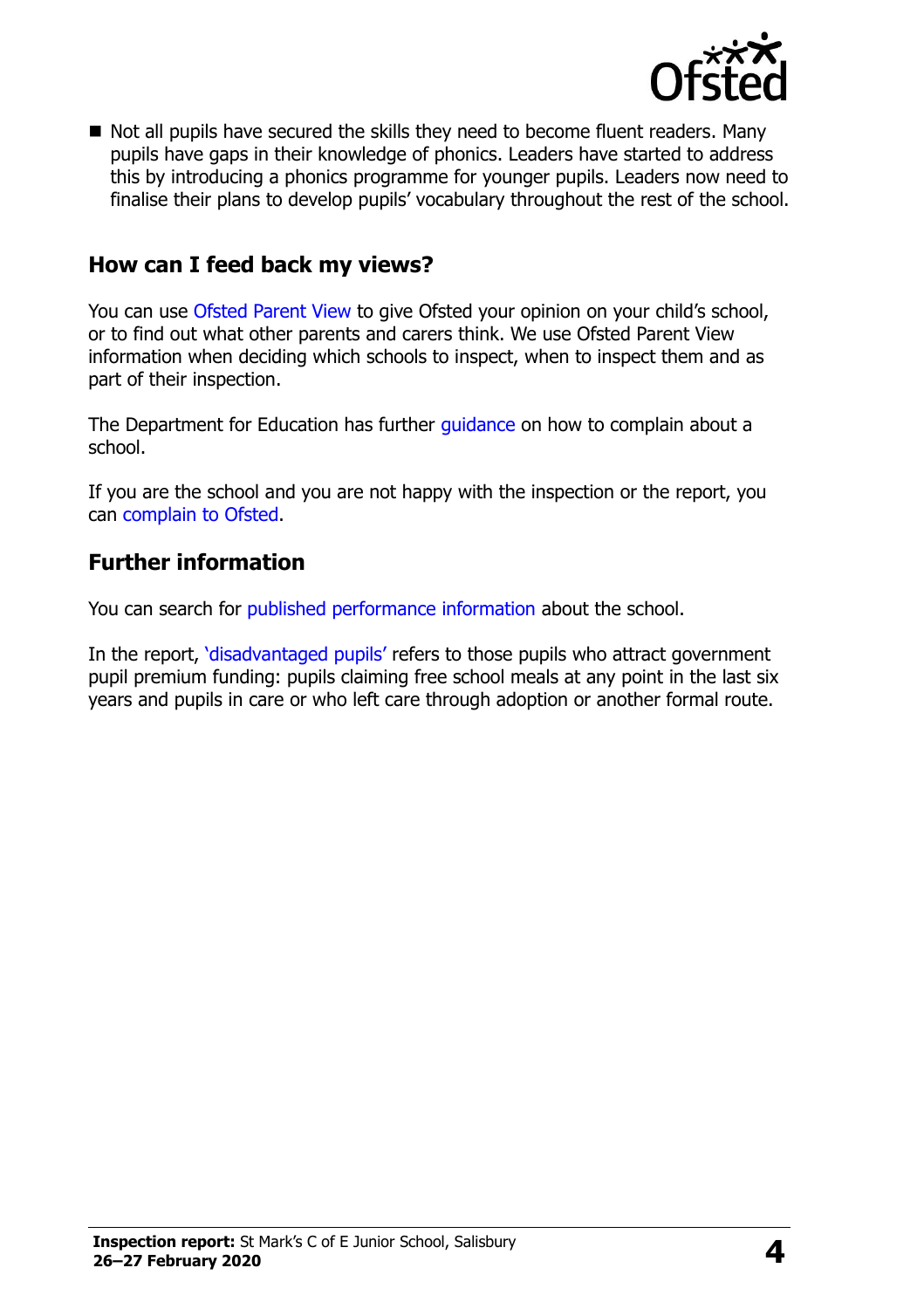- Not all pupils have secured the skills they need to become fluent readers. Many pupils have gaps in their knowledge of phonics. Leaders have started to address this by introducing a phonics programme for younger pupils. Leaders now need to finalise their plans to develop pupils' vocabulary throughout the rest of the school.

## How can I feed back my views?

You can use Ofsted Parent View to give Ofsted your opinion on your child's school, or to find out what other parents and carers think. We use Ofsted Parent View information when deciding which schools to inspect, when to inspect them and as part of their inspection.

The Department for Education has further guidance on how to complain about a school.

If you are the school and you are not happy with the inspection or the report, you can complain to Ofsted.

## Further information

You can search for published performance information about the school.

In the report, 'disadvantaged pupils' refers to those pupils who attract government pupil premium funding: pupils claiming free school meals at any point in the last six years and pupils in care or who left care through adoption or another formal route.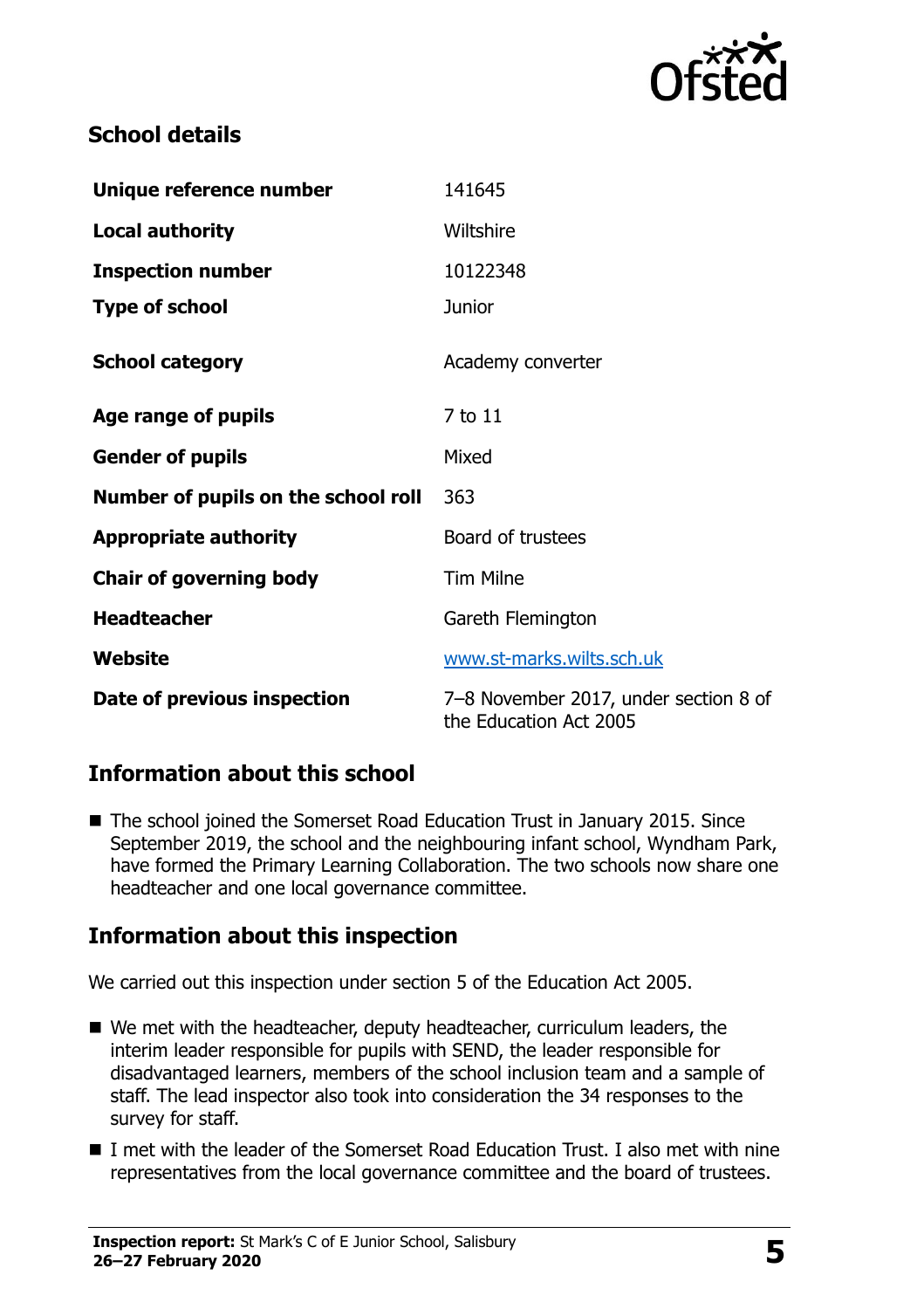## School details

| | |
|---|---|
| **Unique reference number** | 141645 |
| **Local authority** | Wiltshire |
| **Inspection number** | 10122348 |
| **Type of school** | Junior |
| **School category** | Academy converter |
| **Age range of pupils** | 7 to 11 |
| **Gender of pupils** | Mixed |
| **Number of pupils on the school roll** | 363 |
| **Appropriate authority** | Board of trustees |
| **Chair of governing body** | Tim Milne |
| **Headteacher** | Gareth Flemington |
| **Website** | www.st-marks.wilts.sch.uk |
| **Date of previous inspection** | 7–8 November 2017, under section 8 of the Education Act 2005 |

## Information about this school

- The school joined the Somerset Road Education Trust in January 2015. Since September 2019, the school and the neighbouring infant school, Wyndham Park, have formed the Primary Learning Collaboration. The two schools now share one headteacher and one local governance committee.

## Information about this inspection

We carried out this inspection under section 5 of the Education Act 2005.

- We met with the headteacher, deputy headteacher, curriculum leaders, the interim leader responsible for pupils with SEND, the leader responsible for disadvantaged learners, members of the school inclusion team and a sample of staff. The lead inspector also took into consideration the 34 responses to the survey for staff.
- I met with the leader of the Somerset Road Education Trust. I also met with nine representatives from the local governance committee and the board of trustees.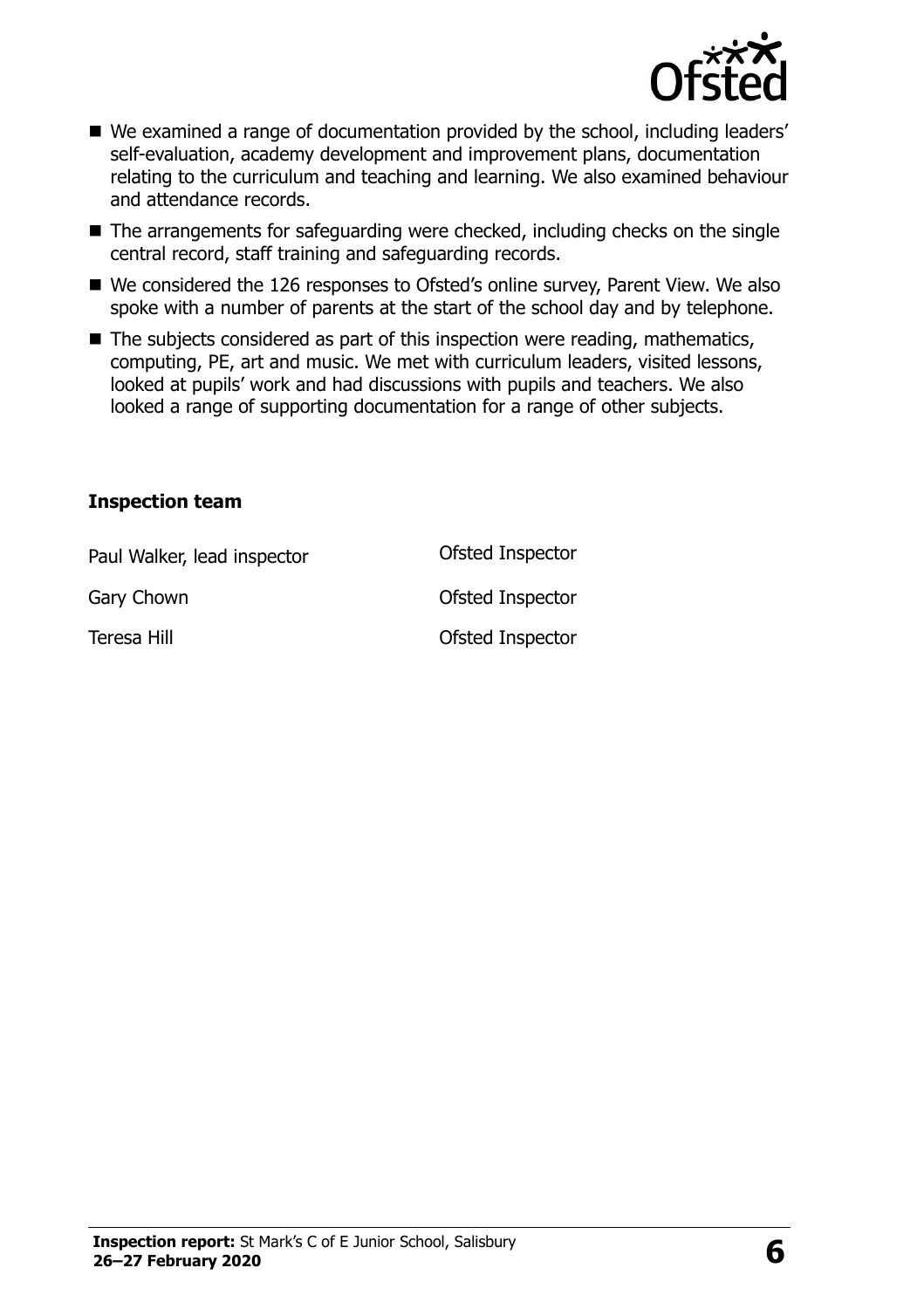- We examined a range of documentation provided by the school, including leaders' self-evaluation, academy development and improvement plans, documentation relating to the curriculum and teaching and learning. We also examined behaviour and attendance records.
- The arrangements for safeguarding were checked, including checks on the single central record, staff training and safeguarding records.
- We considered the 126 responses to Ofsted's online survey, Parent View. We also spoke with a number of parents at the start of the school day and by telephone.
- The subjects considered as part of this inspection were reading, mathematics, computing, PE, art and music. We met with curriculum leaders, visited lessons, looked at pupils' work and had discussions with pupils and teachers. We also looked a range of supporting documentation for a range of other subjects.

### Inspection team

| | |
|---|---|
| Paul Walker, lead inspector | Ofsted Inspector |
| Gary Chown | Ofsted Inspector |
| Teresa Hill | Ofsted Inspector |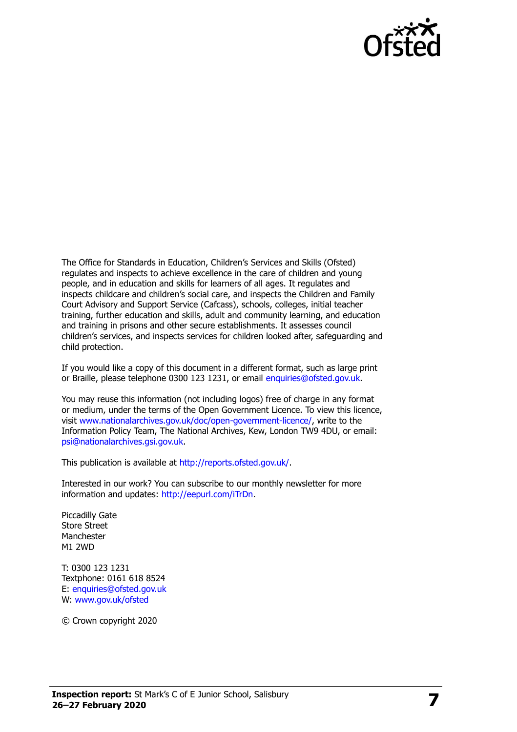The Office for Standards in Education, Children's Services and Skills (Ofsted) regulates and inspects to achieve excellence in the care of children and young people, and in education and skills for learners of all ages. It regulates and inspects childcare and children's social care, and inspects the Children and Family Court Advisory and Support Service (Cafcass), schools, colleges, initial teacher training, further education and skills, adult and community learning, and education and training in prisons and other secure establishments. It assesses council children's services, and inspects services for children looked after, safeguarding and child protection.

If you would like a copy of this document in a different format, such as large print or Braille, please telephone 0300 123 1231, or email enquiries@ofsted.gov.uk.

You may reuse this information (not including logos) free of charge in any format or medium, under the terms of the Open Government Licence. To view this licence, visit www.nationalarchives.gov.uk/doc/open-government-licence/, write to the Information Policy Team, The National Archives, Kew, London TW9 4DU, or email: psi@nationalarchives.gsi.gov.uk.

This publication is available at http://reports.ofsted.gov.uk/.

Interested in our work? You can subscribe to our monthly newsletter for more information and updates: http://eepurl.com/iTrDn.

Piccadilly Gate
Store Street
Manchester
M1 2WD

T: 0300 123 1231
Textphone: 0161 618 8524
E: enquiries@ofsted.gov.uk
W: www.gov.uk/ofsted

© Crown copyright 2020